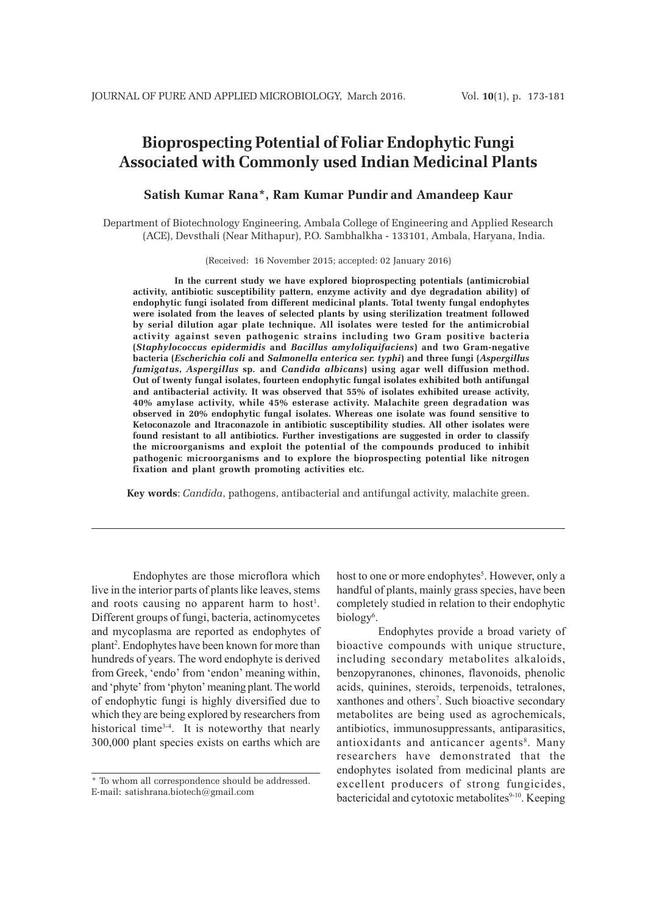# Bioprospecting Potential of Foliar Endophytic Fungi Associated with Commonly used Indian Medicinal Plants

**Satish Kumar Rana*, Ram Kumar Pundir and Amandeep Kaur**

Department of Biotechnology Engineering, Ambala College of Engineering and Applied Research (ACE), Devsthali (Near Mithapur), P.O. Sambhalkha - 133101, Ambala, Haryana, India.

(Received: 16 November 2015; accepted: 02 January 2016)

**In the current study we have explored bioprospecting potentials (antimicrobial activity, antibiotic susceptibility pattern, enzyme activity and dye degradation ability) of endophytic fungi isolated from different medicinal plants. Total twenty fungal endophytes were isolated from the leaves of selected plants by using sterilization treatment followed by serial dilution agar plate technique. All isolates were tested for the antimicrobial activity against seven pathogenic strains including two Gram positive bacteria (*Staphylococcus epidermidis* and *Bacillus amyloliquifaciens*) and two Gram-negative bacteria (*Escherichia coli* and *Salmonella enterica ser. typhi*) and three fungi (*Aspergillus fumigatus*, *Aspergillus* sp. and *Candida albicans*) using agar well diffusion method. Out of twenty fungal isolates, fourteen endophytic fungal isolates exhibited both antifungal and antibacterial activity. It was observed that 55% of isolates exhibited urease activity, 40% amylase activity, while 45% esterase activity. Malachite green degradation was observed in 20% endophytic fungal isolates. Whereas one isolate was found sensitive to Ketoconazole and Itraconazole in antibiotic susceptibility studies. All other isolates were found resistant to all antibiotics. Further investigations are suggested in order to classify the microorganisms and exploit the potential of the compounds produced to inhibit pathogenic microorganisms and to explore the bioprospecting potential like nitrogen fixation and plant growth promoting activities etc.**

**Key words**: *Candida*, pathogens, antibacterial and antifungal activity, malachite green.

---

Endophytes are those microflora which live in the interior parts of plants like leaves, stems and roots causing no apparent harm to host[1]. Different groups of fungi, bacteria, actinomycetes and mycoplasma are reported as endophytes of plant[2]. Endophytes have been known for more than hundreds of years. The word endophyte is derived from Greek, 'endo' from 'endon' meaning within, and 'phyte' from 'phyton' meaning plant. The world of endophytic fungi is highly diversified due to which they are being explored by researchers from historical time[3-4]. It is noteworthy that nearly 300,000 plant species exists on earths which are host to one or more endophytes[5]. However, only a handful of plants, mainly grass species, have been completely studied in relation to their endophytic biology[6].

Endophytes provide a broad variety of bioactive compounds with unique structure, including secondary metabolites alkaloids, benzopyranones, chinones, flavonoids, phenolic acids, quinines, steroids, terpenoids, tetralones, xanthones and others[7]. Such bioactive secondary metabolites are being used as agrochemicals, antibiotics, immunosuppressants, antiparasitics, antioxidants and anticancer agents[8]. Many researchers have demonstrated that the endophytes isolated from medicinal plants are excellent producers of strong fungicides, bactericidal and cytotoxic metabolites[9-10]. Keeping

\* To whom all correspondence should be addressed.
E-mail: satishrana.biotech@gmail.com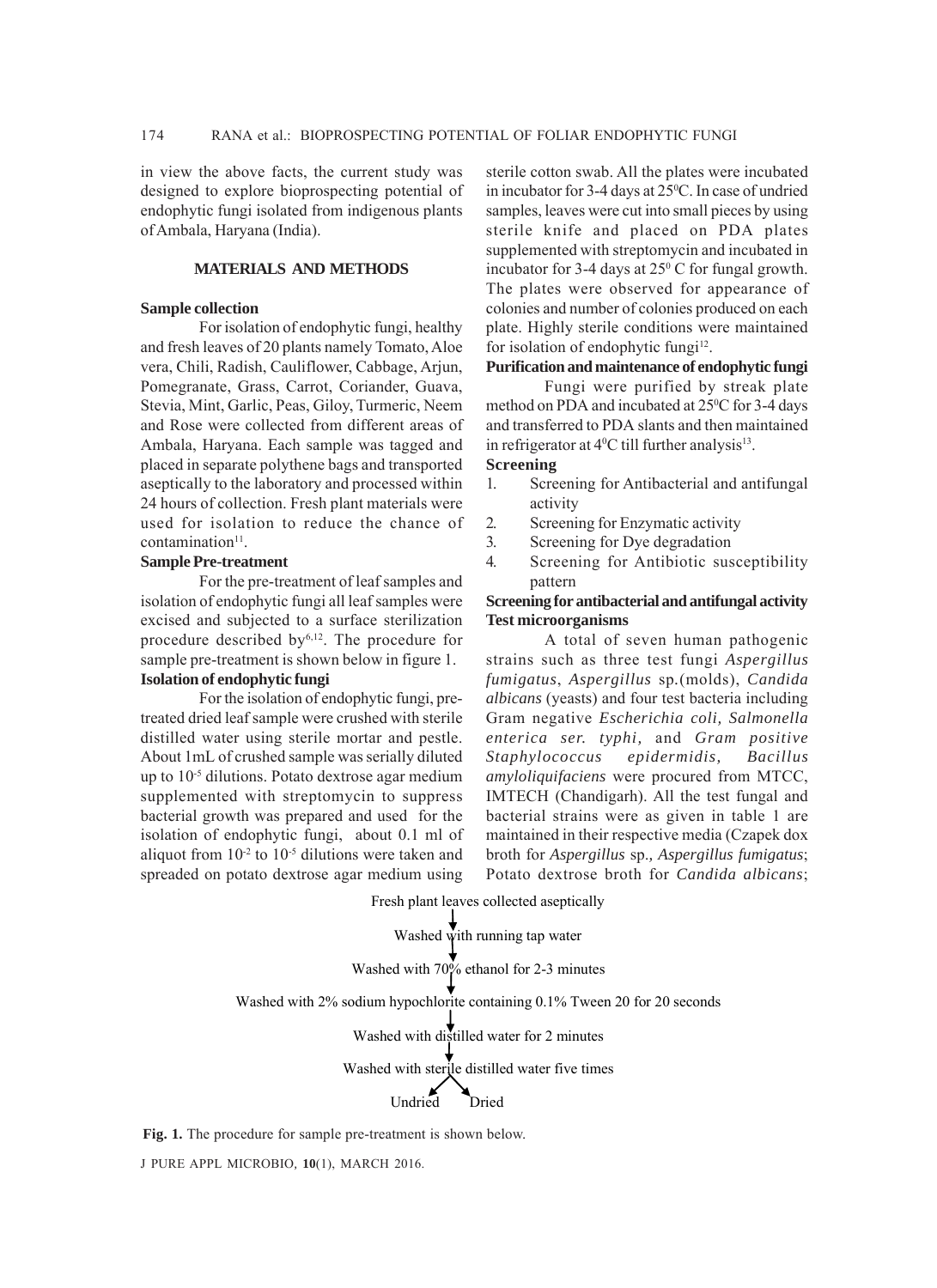in view the above facts, the current study was designed to explore bioprospecting potential of endophytic fungi isolated from indigenous plants of Ambala, Haryana (India).

## MATERIALS AND METHODS

### Sample collection

For isolation of endophytic fungi, healthy and fresh leaves of 20 plants namely Tomato, Aloe vera, Chili, Radish, Cauliflower, Cabbage, Arjun, Pomegranate, Grass, Carrot, Coriander, Guava, Stevia, Mint, Garlic, Peas, Giloy, Turmeric, Neem and Rose were collected from different areas of Ambala, Haryana. Each sample was tagged and placed in separate polythene bags and transported aseptically to the laboratory and processed within 24 hours of collection. Fresh plant materials were used for isolation to reduce the chance of contamination[11].

### Sample Pre-treatment

For the pre-treatment of leaf samples and isolation of endophytic fungi all leaf samples were excised and subjected to a surface sterilization procedure described by[6,12]. The procedure for sample pre-treatment is shown below in figure 1.

### Isolation of endophytic fungi

For the isolation of endophytic fungi, pre-treated dried leaf sample were crushed with sterile distilled water using sterile mortar and pestle. About 1mL of crushed sample was serially diluted up to $10^{-5}$ dilutions. Potato dextrose agar medium supplemented with streptomycin to suppress bacterial growth was prepared and used for the isolation of endophytic fungi, about 0.1 ml of aliquot from $10^{-2}$ to $10^{-5}$ dilutions were taken and spreaded on potato dextrose agar medium using sterile cotton swab. All the plates were incubated in incubator for 3-4 days at 25°C. In case of undried samples, leaves were cut into small pieces by using sterile knife and placed on PDA plates supplemented with streptomycin and incubated in incubator for 3-4 days at 25° C for fungal growth. The plates were observed for appearance of colonies and number of colonies produced on each plate. Highly sterile conditions were maintained for isolation of endophytic fungi[12].

### Purification and maintenance of endophytic fungi

Fungi were purified by streak plate method on PDA and incubated at 25°C for 3-4 days and transferred to PDA slants and then maintained in refrigerator at 4°C till further analysis[13].

### Screening

1. Screening for Antibacterial and antifungal activity
2. Screening for Enzymatic activity
3. Screening for Dye degradation
4. Screening for Antibiotic susceptibility pattern

### Screening for antibacterial and antifungal activity

#### Test microorganisms

A total of seven human pathogenic strains such as three test fungi *Aspergillus fumigatus*, *Aspergillus* sp.(molds), *Candida albicans* (yeasts) and four test bacteria including Gram negative *Escherichia coli, Salmonella enterica ser. typhi,* and *Gram positive Staphylococcus epidermidis, Bacillus amyloliquifaciens* were procured from MTCC, IMTECH (Chandigarh). All the test fungal and bacterial strains were as given in table 1 are maintained in their respective media (Czapek dox broth for *Aspergillus* sp.*, Aspergillus fumigatus*; Potato dextrose broth for *Candida albicans*;

Fresh plant leaves collected aseptically
↓
Washed with running tap water
↓
Washed with 70% ethanol for 2-3 minutes
↓
Washed with 2% sodium hypochlorite containing 0.1% Tween 20 for 20 seconds
↓
Washed with distilled water for 2 minutes
↓
Washed with sterile distilled water five times
↙ ↘
Undried Dried

**Fig. 1.** The procedure for sample pre-treatment is shown below.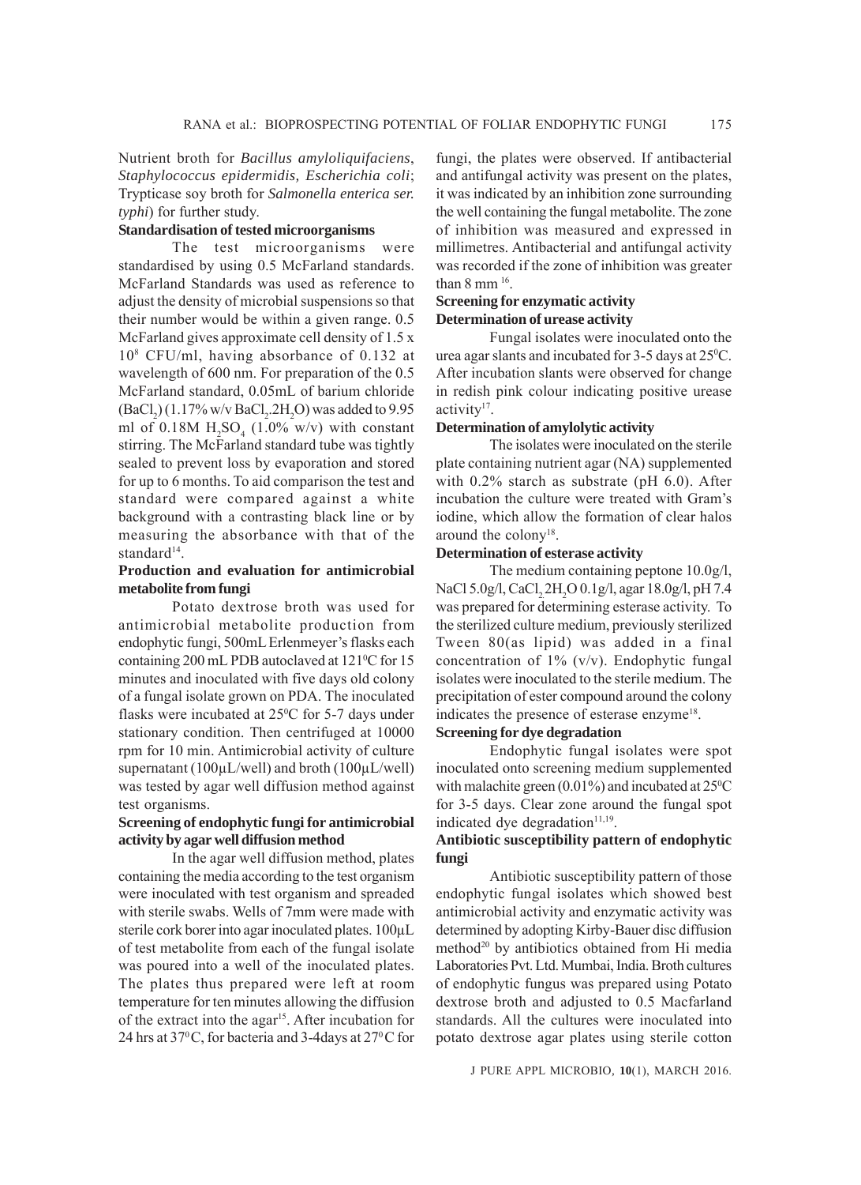Nutrient broth for *Bacillus amyloliquifaciens*, *Staphylococcus epidermidis, Escherichia coli*; Trypticase soy broth for *Salmonella enterica ser. typhi*) for further study.

**Standardisation of tested microorganisms**

The test microorganisms were standardised by using 0.5 McFarland standards. McFarland Standards was used as reference to adjust the density of microbial suspensions so that their number would be within a given range. 0.5 McFarland gives approximate cell density of 1.5 x $10^8$ CFU/ml, having absorbance of 0.132 at wavelength of 600 nm. For preparation of the 0.5 McFarland standard, 0.05mL of barium chloride ($BaCl_2$) (1.17% w/v $BaCl_2.2H_2O$) was added to 9.95 ml of 0.18M $H_2SO_4$ (1.0% w/v) with constant stirring. The McFarland standard tube was tightly sealed to prevent loss by evaporation and stored for up to 6 months. To aid comparison the test and standard were compared against a white background with a contrasting black line or by measuring the absorbance with that of the standard[14].

**Production and evaluation for antimicrobial metabolite from fungi**

Potato dextrose broth was used for antimicrobial metabolite production from endophytic fungi, 500mL Erlenmeyer's flasks each containing 200 mL PDB autoclaved at 121$^0$C for 15 minutes and inoculated with five days old colony of a fungal isolate grown on PDA. The inoculated flasks were incubated at 25$^0$C for 5-7 days under stationary condition. Then centrifuged at 10000 rpm for 10 min. Antimicrobial activity of culture supernatant (100µL/well) and broth (100µL/well) was tested by agar well diffusion method against test organisms.

**Screening of endophytic fungi for antimicrobial activity by agar well diffusion method**

In the agar well diffusion method, plates containing the media according to the test organism were inoculated with test organism and spreaded with sterile swabs. Wells of 7mm were made with sterile cork borer into agar inoculated plates. 100µL of test metabolite from each of the fungal isolate was poured into a well of the inoculated plates. The plates thus prepared were left at room temperature for ten minutes allowing the diffusion of the extract into the agar[15]. After incubation for 24 hrs at 37$^0$C, for bacteria and 3-4days at 27$^0$C for fungi, the plates were observed. If antibacterial and antifungal activity was present on the plates, it was indicated by an inhibition zone surrounding the well containing the fungal metabolite. The zone of inhibition was measured and expressed in millimetres. Antibacterial and antifungal activity was recorded if the zone of inhibition was greater than 8 mm [16].

**Screening for enzymatic activity**

**Determination of urease activity**

Fungal isolates were inoculated onto the urea agar slants and incubated for 3-5 days at 25$^0$C. After incubation slants were observed for change in redish pink colour indicating positive urease activity[17].

**Determination of amylolytic activity**

The isolates were inoculated on the sterile plate containing nutrient agar (NA) supplemented with 0.2% starch as substrate (pH 6.0). After incubation the culture were treated with Gram's iodine, which allow the formation of clear halos around the colony[18].

**Determination of esterase activity**

The medium containing peptone 10.0g/l, NaCl 5.0g/l, $CaCl_2 2H_2O$ 0.1g/l, agar 18.0g/l, pH 7.4 was prepared for determining esterase activity. To the sterilized culture medium, previously sterilized Tween 80(as lipid) was added in a final concentration of 1% (v/v). Endophytic fungal isolates were inoculated to the sterile medium. The precipitation of ester compound around the colony indicates the presence of esterase enzyme[18].

**Screening for dye degradation**

Endophytic fungal isolates were spot inoculated onto screening medium supplemented with malachite green (0.01%) and incubated at 25$^0$C for 3-5 days. Clear zone around the fungal spot indicated dye degradation[11,19].

**Antibiotic susceptibility pattern of endophytic fungi**

Antibiotic susceptibility pattern of those endophytic fungal isolates which showed best antimicrobial activity and enzymatic activity was determined by adopting Kirby-Bauer disc diffusion method[20] by antibiotics obtained from Hi media Laboratories Pvt. Ltd. Mumbai, India. Broth cultures of endophytic fungus was prepared using Potato dextrose broth and adjusted to 0.5 Macfarland standards. All the cultures were inoculated into potato dextrose agar plates using sterile cotton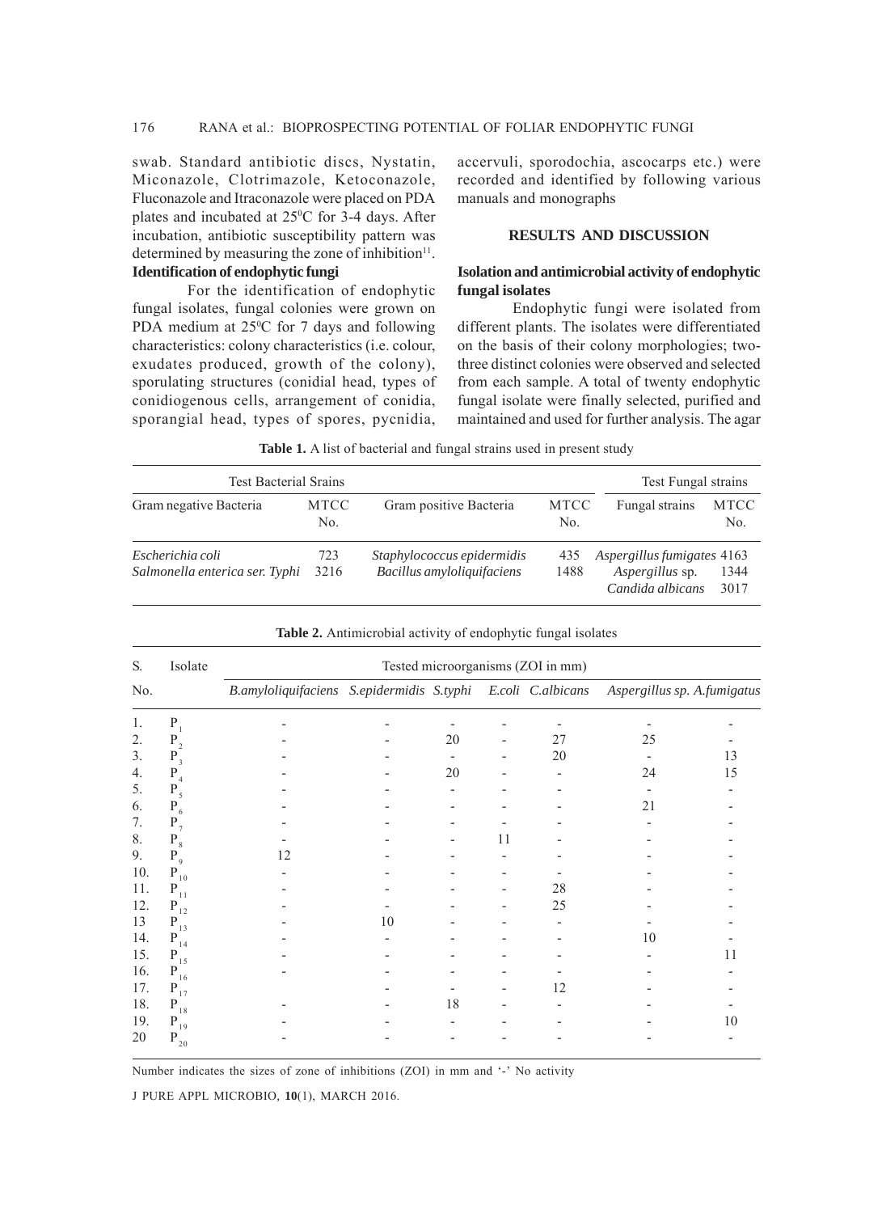swab. Standard antibiotic discs, Nystatin, Miconazole, Clotrimazole, Ketoconazole, Fluconazole and Itraconazole were placed on PDA plates and incubated at 25$^0$C for 3-4 days. After incubation, antibiotic susceptibility pattern was determined by measuring the zone of inhibition[11].

**Identification of endophytic fungi**

For the identification of endophytic fungal isolates, fungal colonies were grown on PDA medium at 25$^0$C for 7 days and following characteristics: colony characteristics (i.e. colour, exudates produced, growth of the colony), sporulating structures (conidial head, types of conidiogenous cells, arrangement of conidia, sporangial head, types of spores, pycnidia, accervuli, sporodochia, ascocarps etc.) were recorded and identified by following various manuals and monographs

## RESULTS AND DISCUSSION

### Isolation and antimicrobial activity of endophytic fungal isolates

Endophytic fungi were isolated from different plants. The isolates were differentiated on the basis of their colony morphologies; two-three distinct colonies were observed and selected from each sample. A total of twenty endophytic fungal isolate were finally selected, purified and maintained and used for further analysis. The agar

**Table 1.** A list of bacterial and fungal strains used in present study

| Test Bacterial Srains | | | | Test Fungal strains | |
|---|---|---|---|---|---|
| Gram negative Bacteria | MTCC No. | Gram positive Bacteria | MTCC No. | Fungal strains | MTCC No. |
| *Escherichia coli* | 723 | *Staphylococcus epidermidis* | 435 | *Aspergillus fumigates* | 4163 |
| *Salmonella enterica ser. Typhi* | 3216 | *Bacillus amyloliquifaciens* | 1488 | *Aspergillus* sp. | 1344 |
| | | | | *Candida albicans* | 3017 |

**Table 2.** Antimicrobial activity of endophytic fungal isolates

| S. No. | Isolate | *B.amyloliquifaciens* | *S.epidermidis* | *S.typhi* | *E.coli* | *C.albicans* | *Aspergillus* sp. | *A.fumigatus* |
|---|---|---|---|---|---|---|---|---|
| 1. | $P_1$ | - | - | - | - | - | - | - |
| 2. | $P_2$ | - | - | 20 | - | 27 | 25 | - |
| 3. | $P_3$ | - | - | - | - | 20 | - | 13 |
| 4. | $P_4$ | - | - | 20 | - | - | 24 | 15 |
| 5. | $P_5$ | - | - | - | - | - | - | - |
| 6. | $P_6$ | - | - | - | - | - | 21 | - |
| 7. | $P_7$ | - | - | - | - | - | - | - |
| 8. | $P_8$ | - | - | - | 11 | - | - | - |
| 9. | $P_9$ | 12 | - | - | - | - | - | - |
| 10. | $P_{10}$ | - | - | - | - | - | - | - |
| 11. | $P_{11}$ | - | - | - | - | 28 | - | - |
| 12. | $P_{12}$ | - | - | - | - | 25 | - | - |
| 13 | $P_{13}$ | - | 10 | - | - | - | - | - |
| 14. | $P_{14}$ | - | - | - | - | - | 10 | - |
| 15. | $P_{15}$ | - | - | - | - | - | - | 11 |
| 16. | $P_{16}$ | - | - | - | - | - | - | - |
| 17. | $P_{17}$ | | - | - | - | 12 | - | - |
| 18. | $P_{18}$ | - | - | 18 | - | - | - | - |
| 19. | $P_{19}$ | - | - | - | - | - | - | 10 |
| 20 | $P_{20}$ | - | - | - | - | - | - | - |

Tested microorganisms (ZOI in mm)

Number indicates the sizes of zone of inhibitions (ZOI) in mm and '-' No activity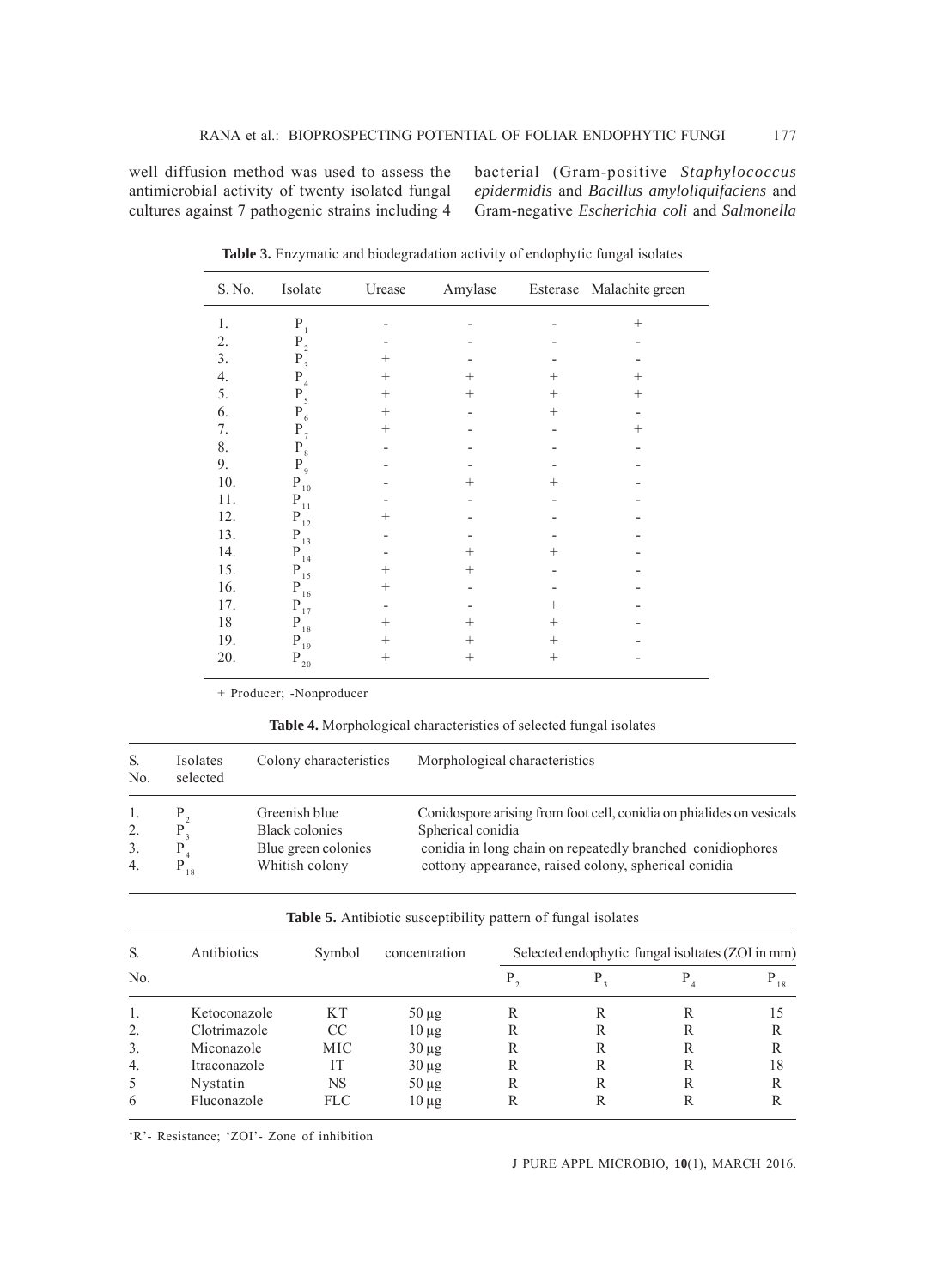well diffusion method was used to assess the antimicrobial activity of twenty isolated fungal cultures against 7 pathogenic strains including 4 bacterial (Gram-positive *Staphylococcus epidermidis* and *Bacillus amyloliquifaciens* and Gram-negative *Escherichia coli* and *Salmonella*

**Table 3.** Enzymatic and biodegradation activity of endophytic fungal isolates

| S. No. | Isolate | Urease | Amylase | Esterase | Malachite green |
|---|---|---|---|---|---|
| 1. | $P_1$ | - | - | - | + |
| 2. | $P_2$ | - | - | - | - |
| 3. | $P_3$ | + | - | - | - |
| 4. | $P_4$ | + | + | + | + |
| 5. | $P_5$ | + | + | + | + |
| 6. | $P_6$ | + | - | + | - |
| 7. | $P_7$ | + | - | - | + |
| 8. | $P_8$ | - | - | - | - |
| 9. | $P_9$ | - | - | - | - |
| 10. | $P_{10}$ | - | + | + | - |
| 11. | $P_{11}$ | - | - | - | - |
| 12. | $P_{12}$ | + | - | - | - |
| 13. | $P_{13}$ | - | - | - | - |
| 14. | $P_{14}$ | - | + | + | - |
| 15. | $P_{15}$ | + | + | - | - |
| 16. | $P_{16}$ | + | - | - | - |
| 17. | $P_{17}$ | - | - | + | - |
| 18 | $P_{18}$ | + | + | + | - |
| 19. | $P_{19}$ | + | + | + | - |
| 20. | $P_{20}$ | + | + | + | - |

+ Producer; -Nonproducer

**Table 4.** Morphological characteristics of selected fungal isolates

| S. No. | Isolates selected | Colony characteristics | Morphological characteristics |
|---|---|---|---|
| 1. | $P_2$ | Greenish blue | Conidospore arising from foot cell, conidia on phialides on vesicals |
| 2. | $P_3$ | Black colonies | Spherical conidia |
| 3. | $P_4$ | Blue green colonies | conidia in long chain on repeatedly branched conidiophores |
| 4. | $P_{18}$ | Whitish colony | cottony appearance, raised colony, spherical conidia |

**Table 5.** Antibiotic susceptibility pattern of fungal isolates

| S. No. | Antibiotics | Symbol | concentration | Selected endophytic fungal isoltates (ZOI in mm) | | | |
|---|---|---|---|---|---|---|---|
| | | | | $P_2$ | $P_3$ | $P_4$ | $P_{18}$ |
| 1. | Ketoconazole | KT | 50 µg | R | R | R | 15 |
| 2. | Clotrimazole | CC | 10 µg | R | R | R | R |
| 3. | Miconazole | MIC | 30 µg | R | R | R | R |
| 4. | Itraconazole | IT | 30 µg | R | R | R | 18 |
| 5 | Nystatin | NS | 50 µg | R | R | R | R |
| 6 | Fluconazole | FLC | 10 µg | R | R | R | R |

'R'- Resistance; 'ZOI'- Zone of inhibition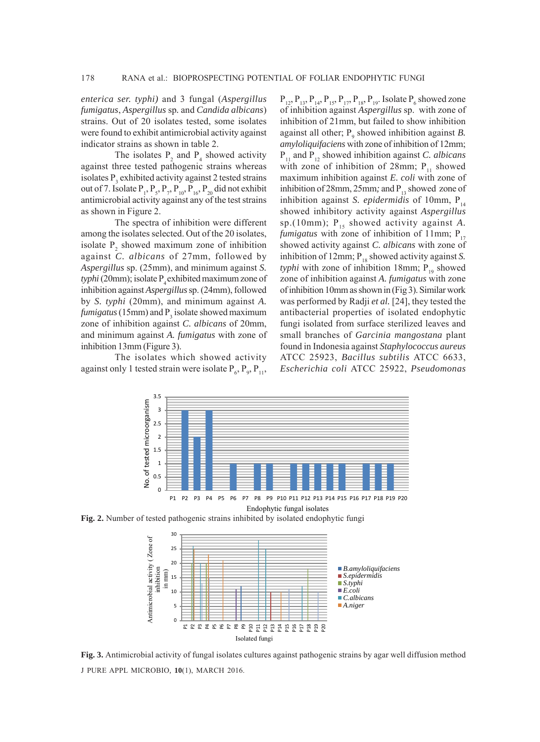*enterica ser. typhi)* and 3 fungal (*Aspergillus fumigatus*, *Aspergillus* sp. and *Candida albicans*) strains. Out of 20 isolates tested, some isolates were found to exhibit antimicrobial activity against indicator strains as shown in table 2.

The isolates $P_2$ and $P_4$ showed activity against three tested pathogenic strains whereas isolates $P_3$ exhibited activity against 2 tested strains out of 7. Isolate $P_1$, $P_5$, $P_7$, $P_{10}$, $P_{16}$, $P_{20}$ did not exhibit antimicrobial activity against any of the test strains as shown in Figure 2.

The spectra of inhibition were different among the isolates selected. Out of the 20 isolates, isolate $P_2$ showed maximum zone of inhibition against *C. albicans* of 27mm, followed by *Aspergillus* sp. (25mm), and minimum against *S. typhi* (20mm); isolate $P_4$ exhibited maximum zone of inhibition against *Aspergillus* sp. (24mm), followed by *S. typhi* (20mm), and minimum against *A. fumigatus* (15mm) and $P_3$ isolate showed maximum zone of inhibition against *C. albicans* of 20mm, and minimum against *A. fumigatus* with zone of inhibition 13mm (Figure 3).

The isolates which showed activity against only 1 tested strain were isolate $P_6$, $P_9$, $P_{11}$, $P_{12}$, $P_{13}$, $P_{14}$, $P_{15}$, $P_{17}$, $P_{18}$, $P_{19}$. Isolate $P_6$ showed zone of inhibition against *Aspergillus* sp. with zone of inhibition of 21mm, but failed to show inhibition against all other; $P_9$ showed inhibition against *B. amyloliquifaciens* with zone of inhibition of 12mm; $P_{11}$ and $P_{12}$ showed inhibition against *C. albicans* with zone of inhibition of 28mm; $P_{11}$ showed maximum inhibition against *E. coli* with zone of inhibition of 28mm, 25mm*;* and $P_{13}$ showed zone of inhibition against *S. epidermidis* of 10mm, $P_{14}$ showed inhibitory activity against *Aspergillus* sp.(10mm); $P_{15}$ showed activity against *A. fumigatus* with zone of inhibition of 11mm; $P_{17}$ showed activity against *C. albicans* with zone of inhibition of 12mm; $P_{18}$ showed activity against *S. typhi* with zone of inhibition 18mm; $P_{19}$ showed zone of inhibition against *A. fumigatus* with zone of inhibition 10mm as shown in (Fig 3). Similar work was performed by Radji *et al.* [24], they tested the antibacterial properties of isolated endophytic fungi isolated from surface sterilized leaves and small branches of *Garcinia mangostana* plant found in Indonesia against *Staphylococcus aureus* ATCC 25923, *Bacillus subtilis* ATCC 6633, *Escherichia coli* ATCC 25922, *Pseudomonas*

**Fig. 2.** Number of tested pathogenic strains inhibited by isolated endophytic fungi

**Fig. 3.** Antimicrobial activity of fungal isolates cultures against pathogenic strains by agar well diffusion method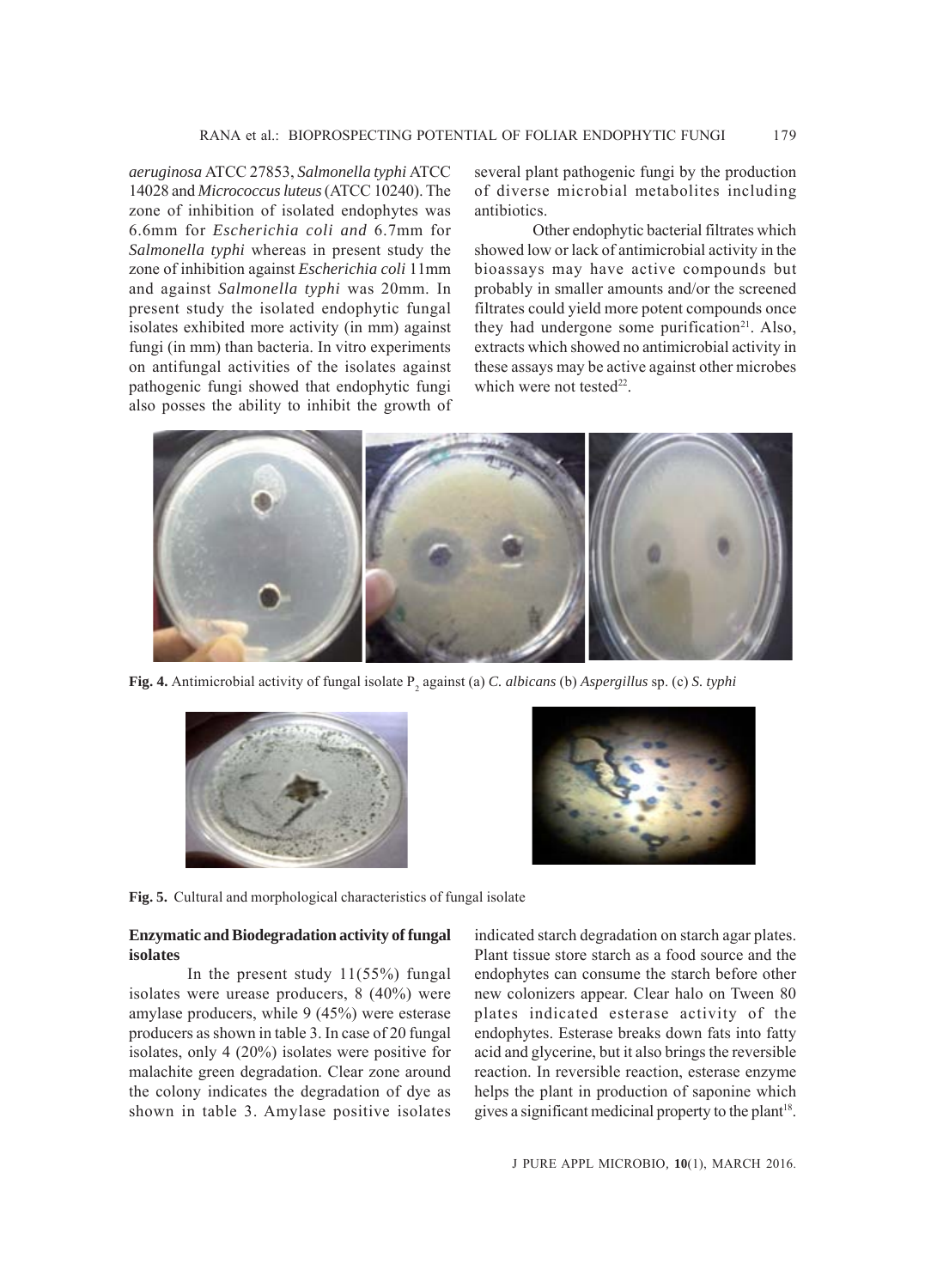*aeruginosa* ATCC 27853, *Salmonella typhi* ATCC 14028 and *Micrococcus luteus* (ATCC 10240). The zone of inhibition of isolated endophytes was 6.6mm for *Escherichia coli and* 6.7mm for *Salmonella typhi* whereas in present study the zone of inhibition against *Escherichia coli* 11mm and against *Salmonella typhi* was 20mm. In present study the isolated endophytic fungal isolates exhibited more activity (in mm) against fungi (in mm) than bacteria. In vitro experiments on antifungal activities of the isolates against pathogenic fungi showed that endophytic fungi also posses the ability to inhibit the growth of several plant pathogenic fungi by the production of diverse microbial metabolites including antibiotics.

Other endophytic bacterial filtrates which showed low or lack of antimicrobial activity in the bioassays may have active compounds but probably in smaller amounts and/or the screened filtrates could yield more potent compounds once they had undergone some purification[21]. Also, extracts which showed no antimicrobial activity in these assays may be active against other microbes which were not tested[22].

**Fig. 4.** Antimicrobial activity of fungal isolate $P_2$ against (a) *C. albicans* (b) *Aspergillus* sp. (c) *S. typhi*

**Fig. 5.** Cultural and morphological characteristics of fungal isolate

## Enzymatic and Biodegradation activity of fungal isolates

In the present study 11(55%) fungal isolates were urease producers, 8 (40%) were amylase producers, while 9 (45%) were esterase producers as shown in table 3. In case of 20 fungal isolates, only 4 (20%) isolates were positive for malachite green degradation. Clear zone around the colony indicates the degradation of dye as shown in table 3. Amylase positive isolates indicated starch degradation on starch agar plates. Plant tissue store starch as a food source and the endophytes can consume the starch before other new colonizers appear. Clear halo on Tween 80 plates indicated esterase activity of the endophytes. Esterase breaks down fats into fatty acid and glycerine, but it also brings the reversible reaction. In reversible reaction, esterase enzyme helps the plant in production of saponine which gives a significant medicinal property to the plant[18].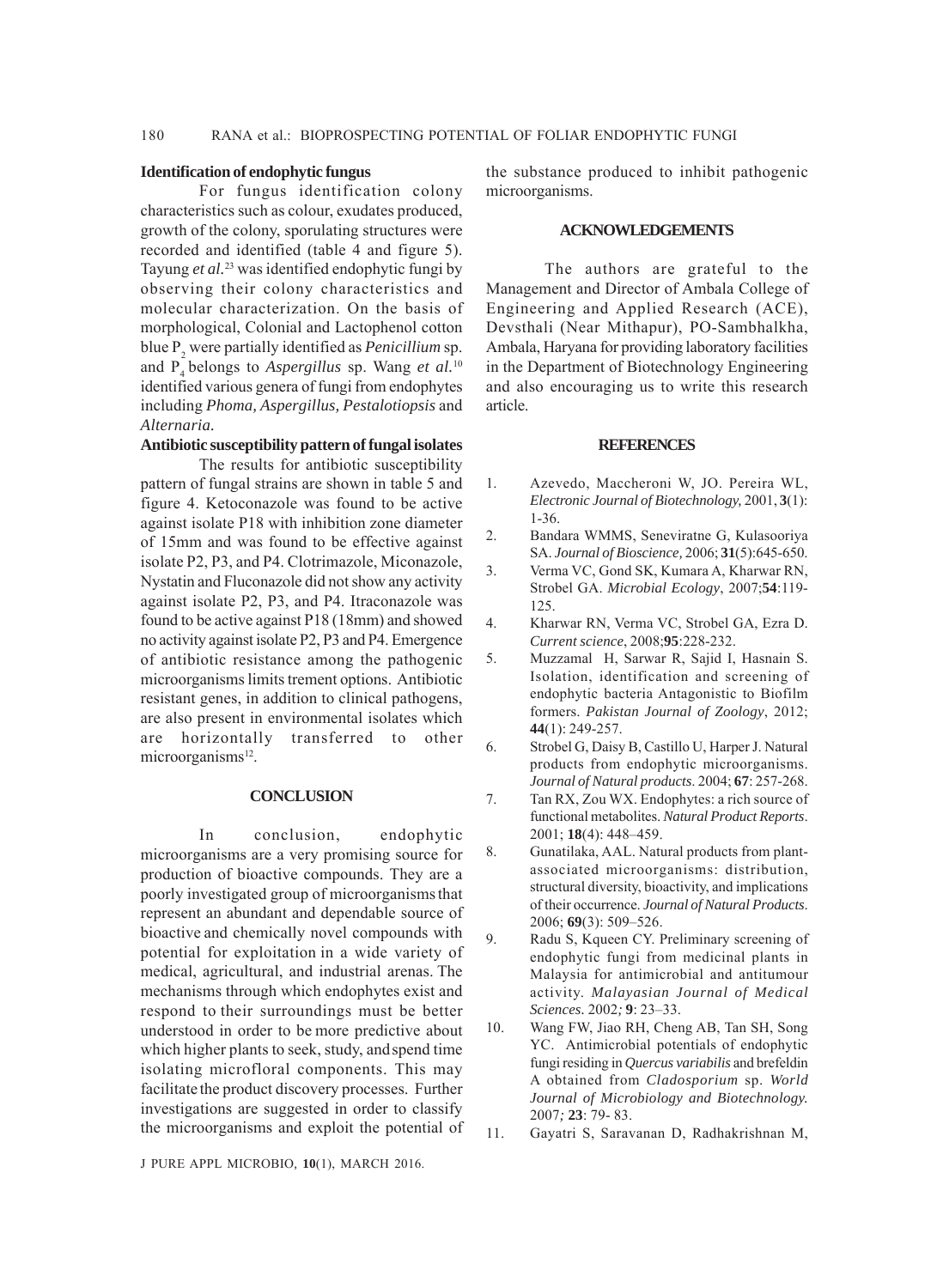### Identification of endophytic fungus

For fungus identification colony characteristics such as colour, exudates produced, growth of the colony, sporulating structures were recorded and identified (table 4 and figure 5). Tayung *et al.*[23] was identified endophytic fungi by observing their colony characteristics and molecular characterization. On the basis of morphological, Colonial and Lactophenol cotton blue $P_2$ were partially identified as *Penicillium* sp. and $P_4$ belongs to *Aspergillus* sp. Wang *et al.*[10] identified various genera of fungi from endophytes including *Phoma, Aspergillus, Pestalotiopsis* and *Alternaria.*

### Antibiotic susceptibility pattern of fungal isolates

The results for antibiotic susceptibility pattern of fungal strains are shown in table 5 and figure 4. Ketoconazole was found to be active against isolate P18 with inhibition zone diameter of 15mm and was found to be effective against isolate P2, P3, and P4. Clotrimazole, Miconazole, Nystatin and Fluconazole did not show any activity against isolate P2, P3, and P4. Itraconazole was found to be active against P18 (18mm) and showed no activity against isolate P2, P3 and P4. Emergence of antibiotic resistance among the pathogenic microorganisms limits trement options. Antibiotic resistant genes, in addition to clinical pathogens, are also present in environmental isolates which are horizontally transferred to other microorganisms[12].

## CONCLUSION

In conclusion, endophytic microorganisms are a very promising source for production of bioactive compounds. They are a poorly investigated group of microorganisms that represent an abundant and dependable source of bioactive and chemically novel compounds with potential for exploitation in a wide variety of medical, agricultural, and industrial arenas. The mechanisms through which endophytes exist and respond to their surroundings must be better understood in order to be more predictive about which higher plants to seek, study, and spend time isolating microfloral components. This may facilitate the product discovery processes. Further investigations are suggested in order to classify the microorganisms and exploit the potential of the substance produced to inhibit pathogenic microorganisms.

## ACKNOWLEDGEMENTS

The authors are grateful to the Management and Director of Ambala College of Engineering and Applied Research (ACE), Devsthali (Near Mithapur), PO-Sambhalkha, Ambala, Haryana for providing laboratory facilities in the Department of Biotechnology Engineering and also encouraging us to write this research article.

## REFERENCES

1. Azevedo, Maccheroni W, JO. Pereira WL, *Electronic Journal of Biotechnology,* 2001, **3**(1): 1-36.
2. Bandara WMMS, Seneviratne G, Kulasooriya SA. *Journal of Bioscience,* 2006; **31**(5):645-650.
3. Verma VC, Gond SK, Kumara A, Kharwar RN, Strobel GA. *Microbial Ecology*, 2007;**54**:119-125.
4. Kharwar RN, Verma VC, Strobel GA, Ezra D. *Current science*, 2008;**95**:228-232.
5. Muzzamal H, Sarwar R, Sajid I, Hasnain S. Isolation, identification and screening of endophytic bacteria Antagonistic to Biofilm formers. *Pakistan Journal of Zoology*, 2012; **44**(1): 249-257.
6. Strobel G, Daisy B, Castillo U, Harper J. Natural products from endophytic microorganisms. *Journal of Natural products*. 2004; **67**: 257-268.
7. Tan RX, Zou WX. Endophytes: a rich source of functional metabolites. *Natural Product Reports*. 2001; **18**(4): 448–459.
8. Gunatilaka, AAL. Natural products from plant-associated microorganisms: distribution, structural diversity, bioactivity, and implications of their occurrence. *Journal of Natural Products*. 2006; **69**(3): 509–526.
9. Radu S, Kqueen CY. Preliminary screening of endophytic fungi from medicinal plants in Malaysia for antimicrobial and antitumour activity. *Malayasian Journal of Medical Sciences.* 2002*;* **9**: 23–33.
10. Wang FW, Jiao RH, Cheng AB, Tan SH, Song YC. Antimicrobial potentials of endophytic fungi residing in *Quercus variabilis* and brefeldin A obtained from *Cladosporium* sp. *World Journal of Microbiology and Biotechnology.* 2007*;* **23**: 79- 83.
11. Gayatri S, Saravanan D, Radhakrishnan M,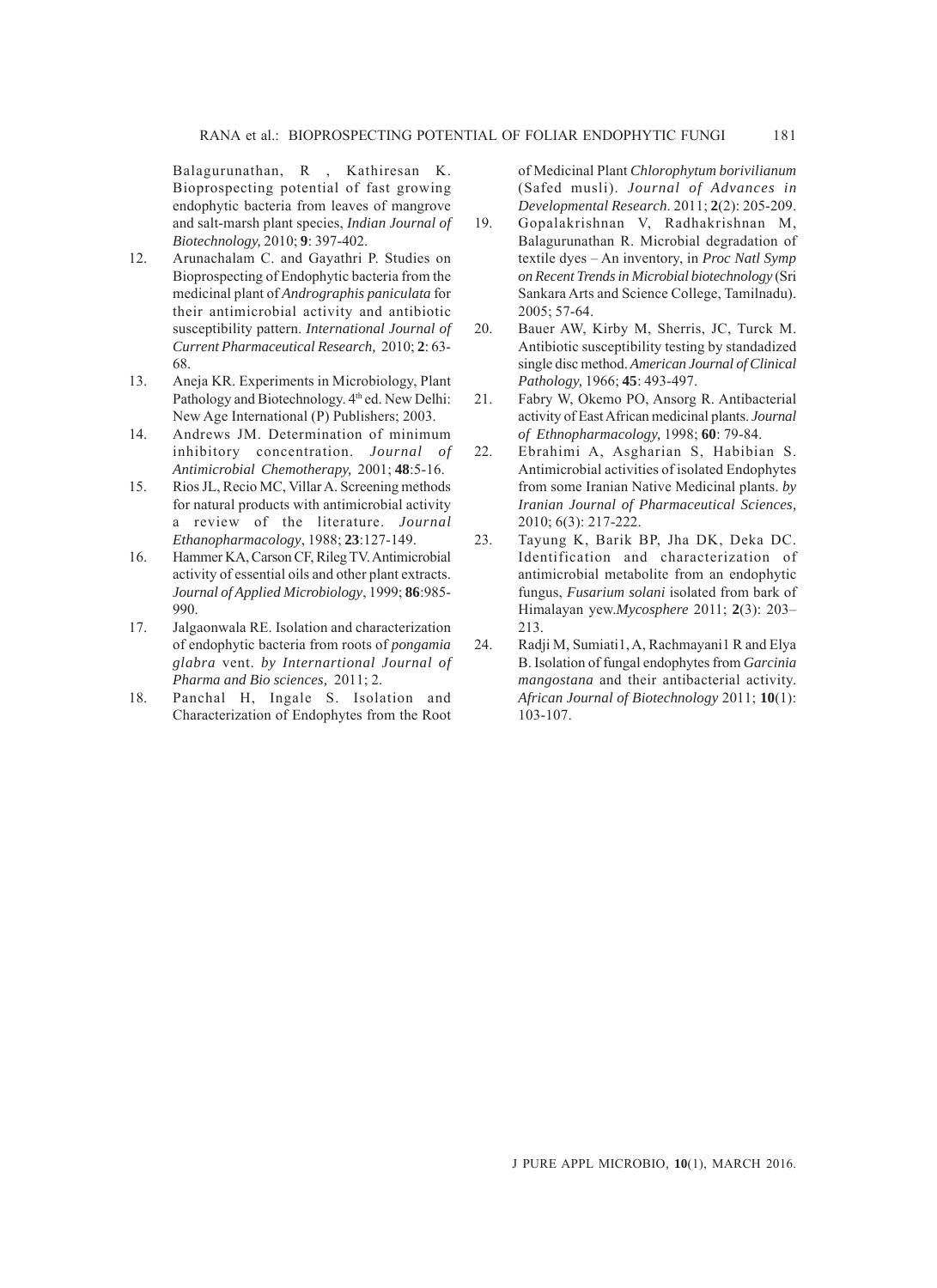Balagurunathan, R , Kathiresan K. Bioprospecting potential of fast growing endophytic bacteria from leaves of mangrove and salt-marsh plant species, *Indian Journal of Biotechnology,* 2010; **9**: 397-402.

12. Arunachalam C. and Gayathri P. Studies on Bioprospecting of Endophytic bacteria from the medicinal plant of *Andrographis paniculata* for their antimicrobial activity and antibiotic susceptibility pattern. *International Journal of Current Pharmaceutical Research,* 2010; **2**: 63-68.
13. Aneja KR. Experiments in Microbiology, Plant Pathology and Biotechnology. 4th ed. New Delhi: New Age International (P) Publishers; 2003.
14. Andrews JM. Determination of minimum inhibitory concentration. *Journal of Antimicrobial Chemotherapy,* 2001; **48**:5-16.
15. Rios JL, Recio MC, Villar A. Screening methods for natural products with antimicrobial activity a review of the literature. *Journal Ethanopharmacology*, 1988; **23**:127-149.
16. Hammer KA, Carson CF, Rileg TV. Antimicrobial activity of essential oils and other plant extracts. *Journal of Applied Microbiology*, 1999; **86**:985-990.
17. Jalgaonwala RE. Isolation and characterization of endophytic bacteria from roots of *pongamia glabra* vent. *by Internartional Journal of Pharma and Bio sciences,* 2011; 2.
18. Panchal H, Ingale S. Isolation and Characterization of Endophytes from the Root of Medicinal Plant *Chlorophytum borivilianum* (Safed musli). *Journal of Advances in Developmental Research*. 2011; **2**(2): 205-209.
19. Gopalakrishnan V, Radhakrishnan M, Balagurunathan R. Microbial degradation of textile dyes – An inventory, in *Proc Natl Symp on Recent Trends in Microbial biotechnology* (Sri Sankara Arts and Science College, Tamilnadu). 2005; 57-64.
20. Bauer AW, Kirby M, Sherris, JC, Turck M. Antibiotic susceptibility testing by standadized single disc method. *American Journal of Clinical Pathology,* 1966; **45**: 493-497.
21. Fabry W, Okemo PO, Ansorg R. Antibacterial activity of East African medicinal plants. *Journal of Ethnopharmacology,* 1998; **60**: 79-84.
22. Ebrahimi A, Asgharian S, Habibian S. Antimicrobial activities of isolated Endophytes from some Iranian Native Medicinal plants. *by Iranian Journal of Pharmaceutical Sciences,* 2010; 6(3): 217-222.
23. Tayung K, Barik BP, Jha DK, Deka DC. Identification and characterization of antimicrobial metabolite from an endophytic fungus, *Fusarium solani* isolated from bark of Himalayan yew.*Mycosphere* 2011; **2**(3): 203–213.
24. Radji M, Sumiati1, A, Rachmayani1 R and Elya B. Isolation of fungal endophytes from *Garcinia mangostana* and their antibacterial activity. *African Journal of Biotechnology* 2011; **10**(1): 103-107.